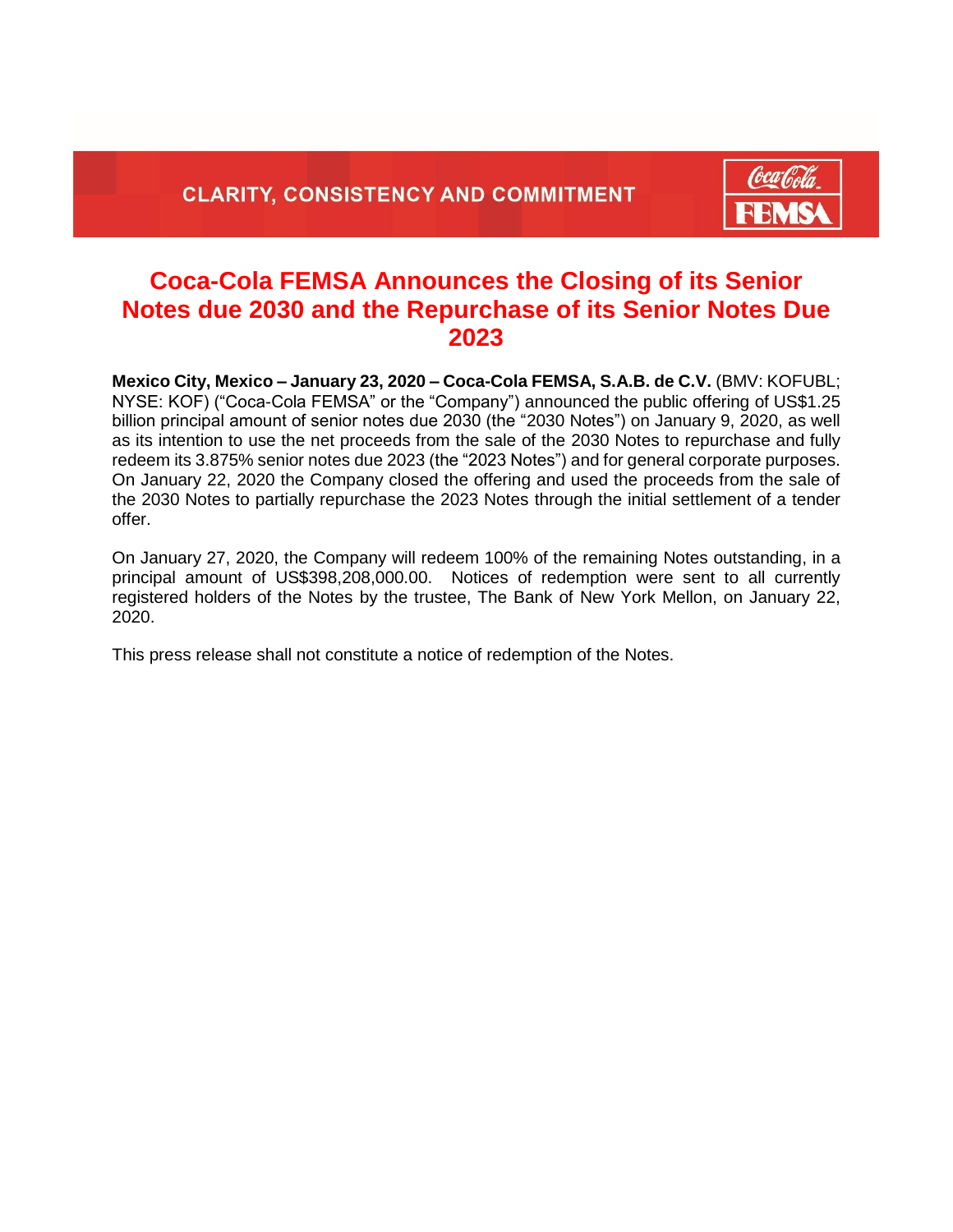CLARITY, CONSISTENCY AND COMMITMENT

# Coca-Cola FEMSA Announces the Closing of its Senior Notes due 2030 and the Repurchase of its Senior Notes Due 2023

**Mexico City, Mexico – January 23, 2020 – Coca-Cola FEMSA, S.A.B. de C.V.** (BMV: KOFUBL; NYSE: KOF) ("Coca-Cola FEMSA" or the "Company") announced the public offering of US$1.25 billion principal amount of senior notes due 2030 (the "2030 Notes") on January 9, 2020, as well as its intention to use the net proceeds from the sale of the 2030 Notes to repurchase and fully redeem its 3.875% senior notes due 2023 (the "2023 Notes") and for general corporate purposes. On January 22, 2020 the Company closed the offering and used the proceeds from the sale of the 2030 Notes to partially repurchase the 2023 Notes through the initial settlement of a tender offer.

On January 27, 2020, the Company will redeem 100% of the remaining Notes outstanding, in a principal amount of US$398,208,000.00. Notices of redemption were sent to all currently registered holders of the Notes by the trustee, The Bank of New York Mellon, on January 22, 2020.

This press release shall not constitute a notice of redemption of the Notes.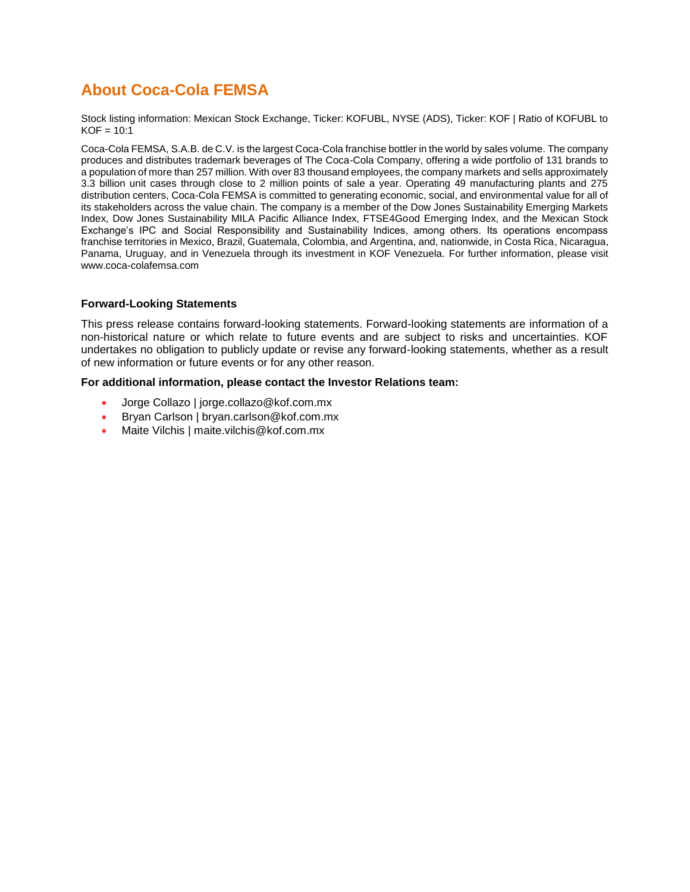## About Coca-Cola FEMSA

Stock listing information: Mexican Stock Exchange, Ticker: KOFUBL, NYSE (ADS), Ticker: KOF | Ratio of KOFUBL to KOF = 10:1

Coca-Cola FEMSA, S.A.B. de C.V. is the largest Coca-Cola franchise bottler in the world by sales volume. The company produces and distributes trademark beverages of The Coca-Cola Company, offering a wide portfolio of 131 brands to a population of more than 257 million. With over 83 thousand employees, the company markets and sells approximately 3.3 billion unit cases through close to 2 million points of sale a year. Operating 49 manufacturing plants and 275 distribution centers, Coca-Cola FEMSA is committed to generating economic, social, and environmental value for all of its stakeholders across the value chain. The company is a member of the Dow Jones Sustainability Emerging Markets Index, Dow Jones Sustainability MILA Pacific Alliance Index, FTSE4Good Emerging Index, and the Mexican Stock Exchange's IPC and Social Responsibility and Sustainability Indices, among others. Its operations encompass franchise territories in Mexico, Brazil, Guatemala, Colombia, and Argentina, and, nationwide, in Costa Rica, Nicaragua, Panama, Uruguay, and in Venezuela through its investment in KOF Venezuela. For further information, please visit www.coca-colafemsa.com

**Forward-Looking Statements**

This press release contains forward-looking statements. Forward-looking statements are information of a non-historical nature or which relate to future events and are subject to risks and uncertainties. KOF undertakes no obligation to publicly update or revise any forward-looking statements, whether as a result of new information or future events or for any other reason.

**For additional information, please contact the Investor Relations team:**

- Jorge Collazo | jorge.collazo@kof.com.mx
- Bryan Carlson | bryan.carlson@kof.com.mx
- Maite Vilchis | maite.vilchis@kof.com.mx